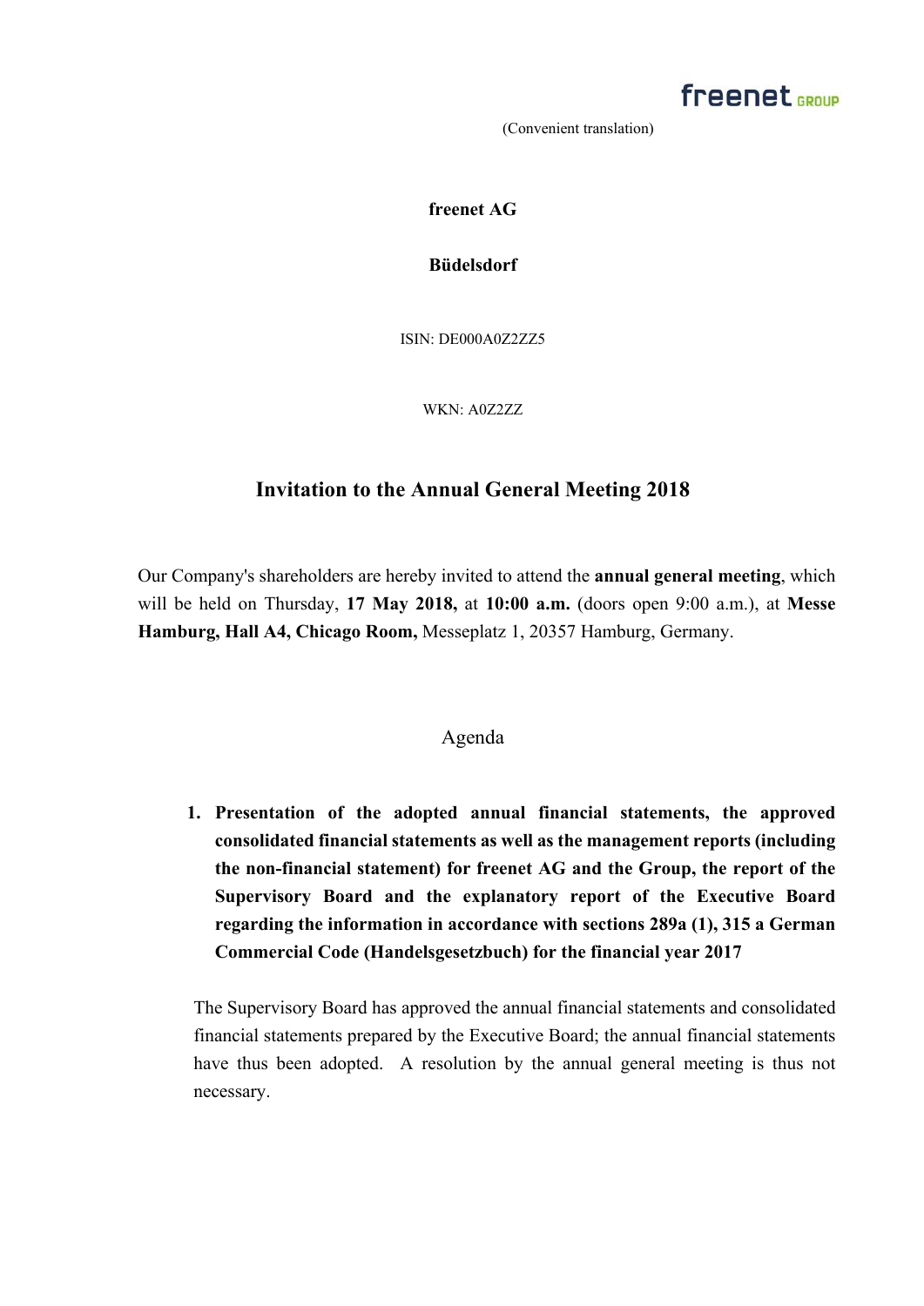(Convenient translation)

**freenet AG**

**Büdelsdorf**

ISIN: DE000A0Z2ZZ5

WKN: A0Z2ZZ

# Invitation to the Annual General Meeting 2018

Our Company's shareholders are hereby invited to attend the **annual general meeting**, which will be held on Thursday, **17 May 2018,** at **10:00 a.m.** (doors open 9:00 a.m.), at **Messe Hamburg, Hall A4, Chicago Room,** Messeplatz 1, 20357 Hamburg, Germany.

## Agenda

1. **Presentation of the adopted annual financial statements, the approved consolidated financial statements as well as the management reports (including the non-financial statement) for freenet AG and the Group, the report of the Supervisory Board and the explanatory report of the Executive Board regarding the information in accordance with sections 289a (1), 315 a German Commercial Code (Handelsgesetzbuch) for the financial year 2017**

   The Supervisory Board has approved the annual financial statements and consolidated financial statements prepared by the Executive Board; the annual financial statements have thus been adopted. A resolution by the annual general meeting is thus not necessary.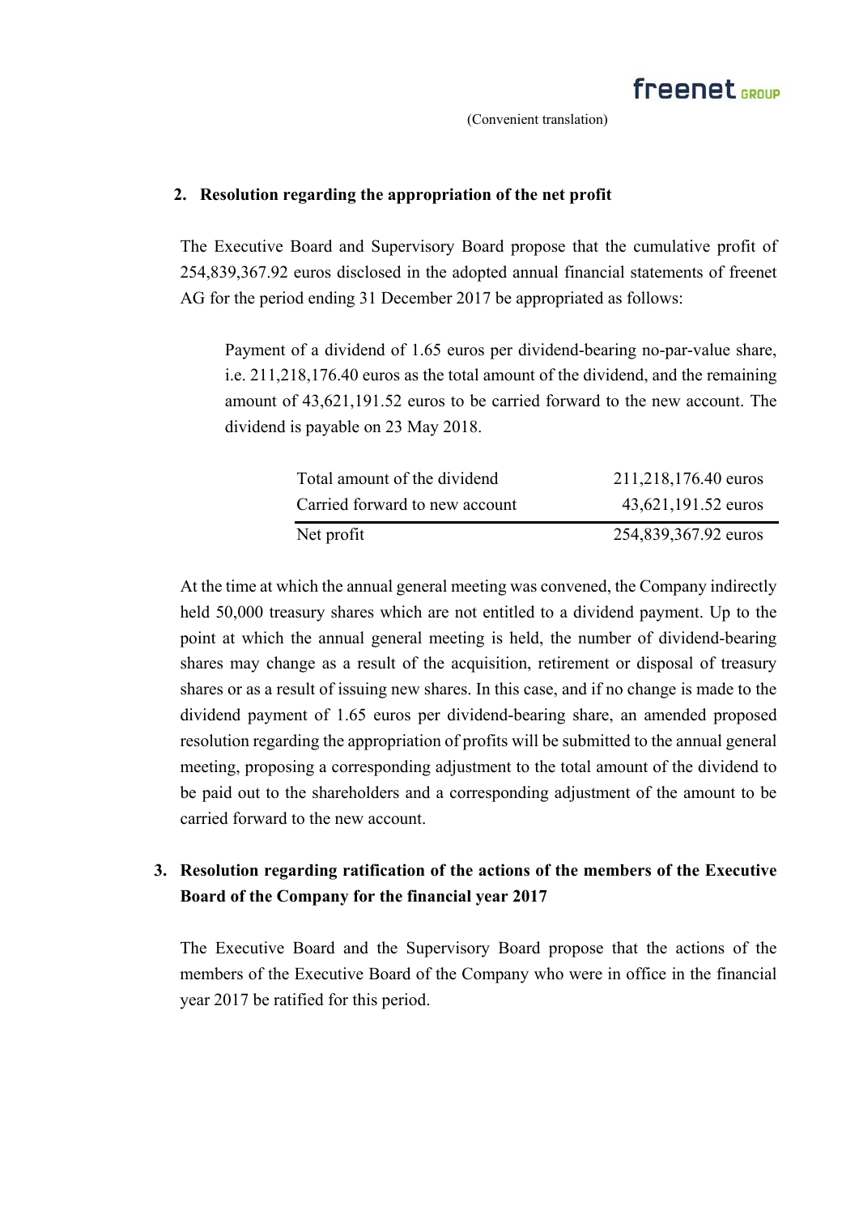(Convenient translation)

## 2. Resolution regarding the appropriation of the net profit

The Executive Board and Supervisory Board propose that the cumulative profit of 254,839,367.92 euros disclosed in the adopted annual financial statements of freenet AG for the period ending 31 December 2017 be appropriated as follows:

> Payment of a dividend of 1.65 euros per dividend-bearing no-par-value share, i.e. 211,218,176.40 euros as the total amount of the dividend, and the remaining amount of 43,621,191.52 euros to be carried forward to the new account. The dividend is payable on 23 May 2018.

| | |
|---|---|
| Total amount of the dividend | 211,218,176.40 euros |
| Carried forward to new account | 43,621,191.52 euros |
| Net profit | 254,839,367.92 euros |

At the time at which the annual general meeting was convened, the Company indirectly held 50,000 treasury shares which are not entitled to a dividend payment. Up to the point at which the annual general meeting is held, the number of dividend-bearing shares may change as a result of the acquisition, retirement or disposal of treasury shares or as a result of issuing new shares. In this case, and if no change is made to the dividend payment of 1.65 euros per dividend-bearing share, an amended proposed resolution regarding the appropriation of profits will be submitted to the annual general meeting, proposing a corresponding adjustment to the total amount of the dividend to be paid out to the shareholders and a corresponding adjustment of the amount to be carried forward to the new account.

## 3. Resolution regarding ratification of the actions of the members of the Executive Board of the Company for the financial year 2017

The Executive Board and the Supervisory Board propose that the actions of the members of the Executive Board of the Company who were in office in the financial year 2017 be ratified for this period.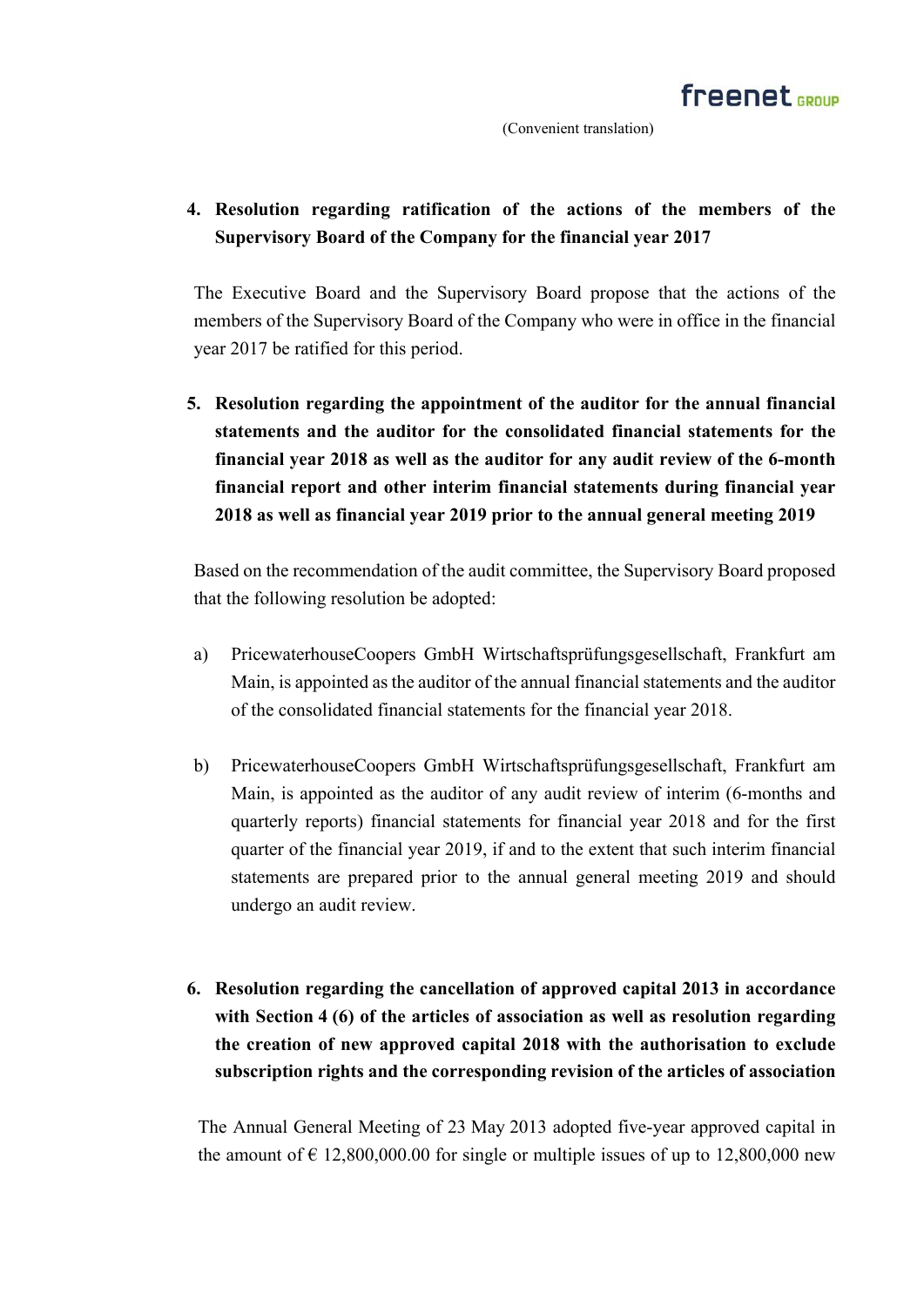**4. Resolution regarding ratification of the actions of the members of the Supervisory Board of the Company for the financial year 2017**

The Executive Board and the Supervisory Board propose that the actions of the members of the Supervisory Board of the Company who were in office in the financial year 2017 be ratified for this period.

**5. Resolution regarding the appointment of the auditor for the annual financial statements and the auditor for the consolidated financial statements for the financial year 2018 as well as the auditor for any audit review of the 6-month financial report and other interim financial statements during financial year 2018 as well as financial year 2019 prior to the annual general meeting 2019**

Based on the recommendation of the audit committee, the Supervisory Board proposed that the following resolution be adopted:

a) PricewaterhouseCoopers GmbH Wirtschaftsprüfungsgesellschaft, Frankfurt am Main, is appointed as the auditor of the annual financial statements and the auditor of the consolidated financial statements for the financial year 2018.

b) PricewaterhouseCoopers GmbH Wirtschaftsprüfungsgesellschaft, Frankfurt am Main, is appointed as the auditor of any audit review of interim (6-months and quarterly reports) financial statements for financial year 2018 and for the first quarter of the financial year 2019, if and to the extent that such interim financial statements are prepared prior to the annual general meeting 2019 and should undergo an audit review.

**6. Resolution regarding the cancellation of approved capital 2013 in accordance with Section 4 (6) of the articles of association as well as resolution regarding the creation of new approved capital 2018 with the authorisation to exclude subscription rights and the corresponding revision of the articles of association**

The Annual General Meeting of 23 May 2013 adopted five-year approved capital in the amount of € 12,800,000.00 for single or multiple issues of up to 12,800,000 new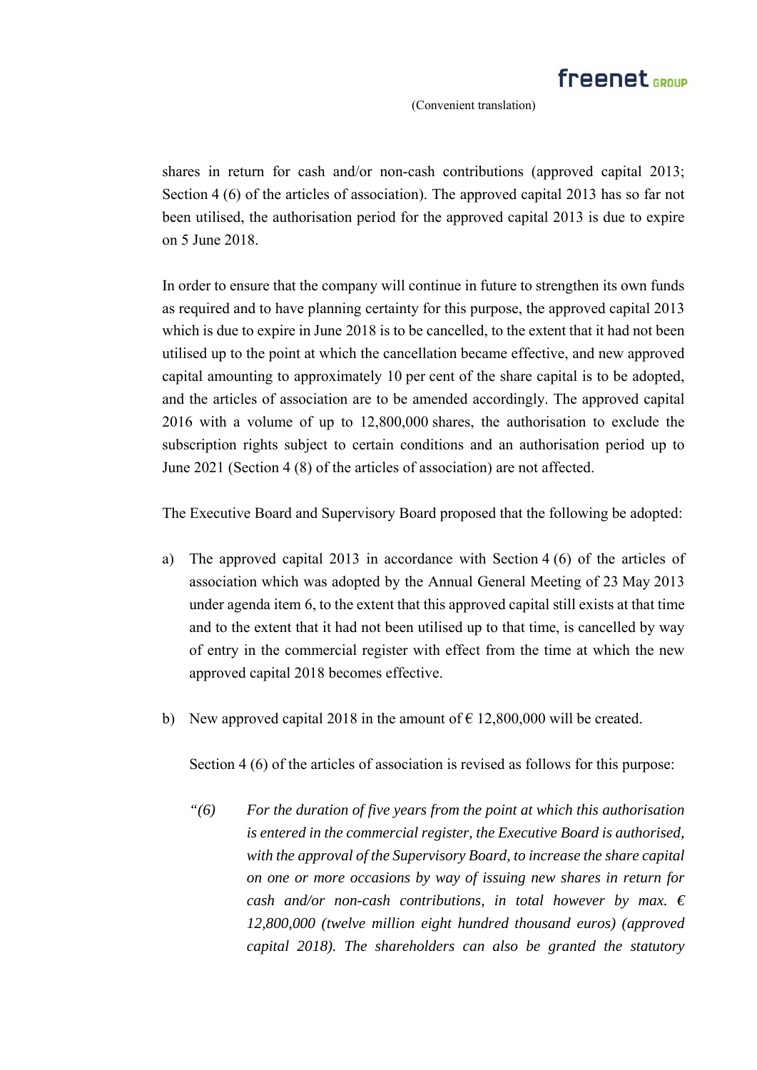shares in return for cash and/or non-cash contributions (approved capital 2013; Section 4 (6) of the articles of association). The approved capital 2013 has so far not been utilised, the authorisation period for the approved capital 2013 is due to expire on 5 June 2018.

In order to ensure that the company will continue in future to strengthen its own funds as required and to have planning certainty for this purpose, the approved capital 2013 which is due to expire in June 2018 is to be cancelled, to the extent that it had not been utilised up to the point at which the cancellation became effective, and new approved capital amounting to approximately 10 per cent of the share capital is to be adopted, and the articles of association are to be amended accordingly. The approved capital 2016 with a volume of up to 12,800,000 shares, the authorisation to exclude the subscription rights subject to certain conditions and an authorisation period up to June 2021 (Section 4 (8) of the articles of association) are not affected.

The Executive Board and Supervisory Board proposed that the following be adopted:

a) The approved capital 2013 in accordance with Section 4 (6) of the articles of association which was adopted by the Annual General Meeting of 23 May 2013 under agenda item 6, to the extent that this approved capital still exists at that time and to the extent that it had not been utilised up to that time, is cancelled by way of entry in the commercial register with effect from the time at which the new approved capital 2018 becomes effective.

b) New approved capital 2018 in the amount of € 12,800,000 will be created.

   Section 4 (6) of the articles of association is revised as follows for this purpose:

   *"(6) For the duration of five years from the point at which this authorisation is entered in the commercial register, the Executive Board is authorised, with the approval of the Supervisory Board, to increase the share capital on one or more occasions by way of issuing new shares in return for cash and/or non-cash contributions, in total however by max. € 12,800,000 (twelve million eight hundred thousand euros) (approved capital 2018). The shareholders can also be granted the statutory*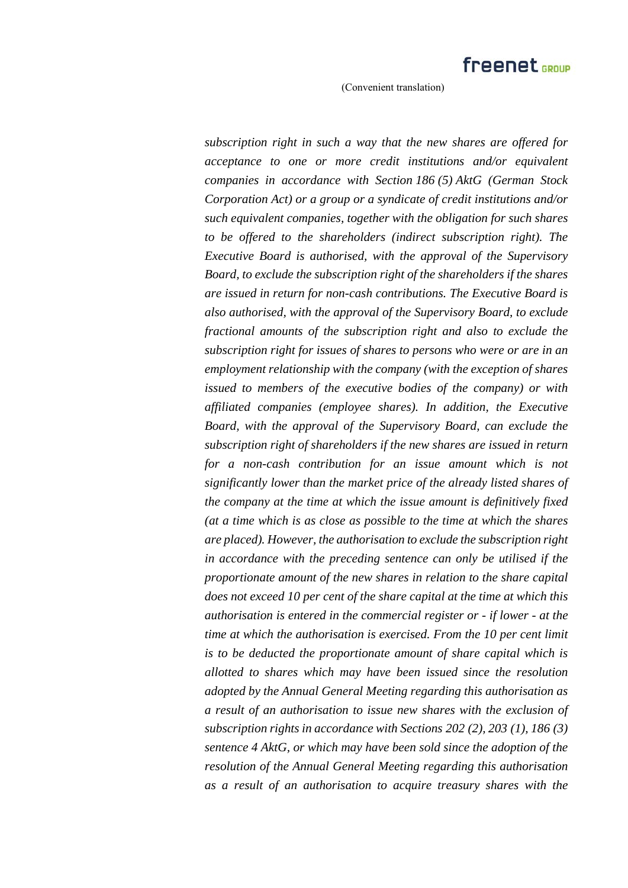*subscription right in such a way that the new shares are offered for acceptance to one or more credit institutions and/or equivalent companies in accordance with Section 186 (5) AktG (German Stock Corporation Act) or a group or a syndicate of credit institutions and/or such equivalent companies, together with the obligation for such shares to be offered to the shareholders (indirect subscription right). The Executive Board is authorised, with the approval of the Supervisory Board, to exclude the subscription right of the shareholders if the shares are issued in return for non-cash contributions. The Executive Board is also authorised, with the approval of the Supervisory Board, to exclude fractional amounts of the subscription right and also to exclude the subscription right for issues of shares to persons who were or are in an employment relationship with the company (with the exception of shares issued to members of the executive bodies of the company) or with affiliated companies (employee shares). In addition, the Executive Board, with the approval of the Supervisory Board, can exclude the subscription right of shareholders if the new shares are issued in return for a non-cash contribution for an issue amount which is not significantly lower than the market price of the already listed shares of the company at the time at which the issue amount is definitively fixed (at a time which is as close as possible to the time at which the shares are placed). However, the authorisation to exclude the subscription right in accordance with the preceding sentence can only be utilised if the proportionate amount of the new shares in relation to the share capital does not exceed 10 per cent of the share capital at the time at which this authorisation is entered in the commercial register or - if lower - at the time at which the authorisation is exercised. From the 10 per cent limit is to be deducted the proportionate amount of share capital which is allotted to shares which may have been issued since the resolution adopted by the Annual General Meeting regarding this authorisation as a result of an authorisation to issue new shares with the exclusion of subscription rights in accordance with Sections 202 (2), 203 (1), 186 (3) sentence 4 AktG, or which may have been sold since the adoption of the resolution of the Annual General Meeting regarding this authorisation as a result of an authorisation to acquire treasury shares with the*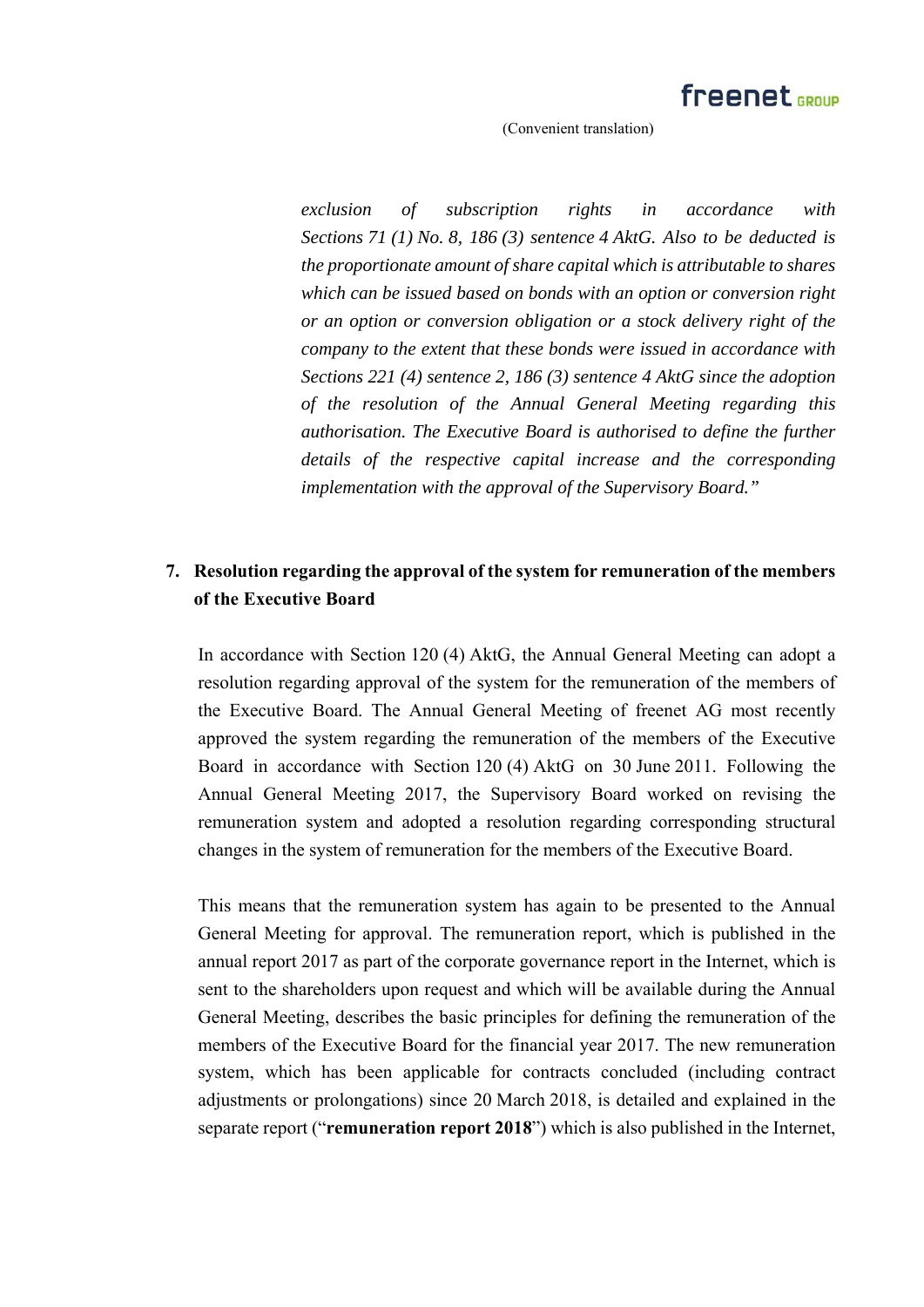*exclusion of subscription rights in accordance with Sections 71 (1) No. 8, 186 (3) sentence 4 AktG. Also to be deducted is the proportionate amount of share capital which is attributable to shares which can be issued based on bonds with an option or conversion right or an option or conversion obligation or a stock delivery right of the company to the extent that these bonds were issued in accordance with Sections 221 (4) sentence 2, 186 (3) sentence 4 AktG since the adoption of the resolution of the Annual General Meeting regarding this authorisation. The Executive Board is authorised to define the further details of the respective capital increase and the corresponding implementation with the approval of the Supervisory Board."*

**7. Resolution regarding the approval of the system for remuneration of the members of the Executive Board**

In accordance with Section 120 (4) AktG, the Annual General Meeting can adopt a resolution regarding approval of the system for the remuneration of the members of the Executive Board. The Annual General Meeting of freenet AG most recently approved the system regarding the remuneration of the members of the Executive Board in accordance with Section 120 (4) AktG on 30 June 2011. Following the Annual General Meeting 2017, the Supervisory Board worked on revising the remuneration system and adopted a resolution regarding corresponding structural changes in the system of remuneration for the members of the Executive Board.

This means that the remuneration system has again to be presented to the Annual General Meeting for approval. The remuneration report, which is published in the annual report 2017 as part of the corporate governance report in the Internet, which is sent to the shareholders upon request and which will be available during the Annual General Meeting, describes the basic principles for defining the remuneration of the members of the Executive Board for the financial year 2017. The new remuneration system, which has been applicable for contracts concluded (including contract adjustments or prolongations) since 20 March 2018, is detailed and explained in the separate report ("**remuneration report 2018**") which is also published in the Internet,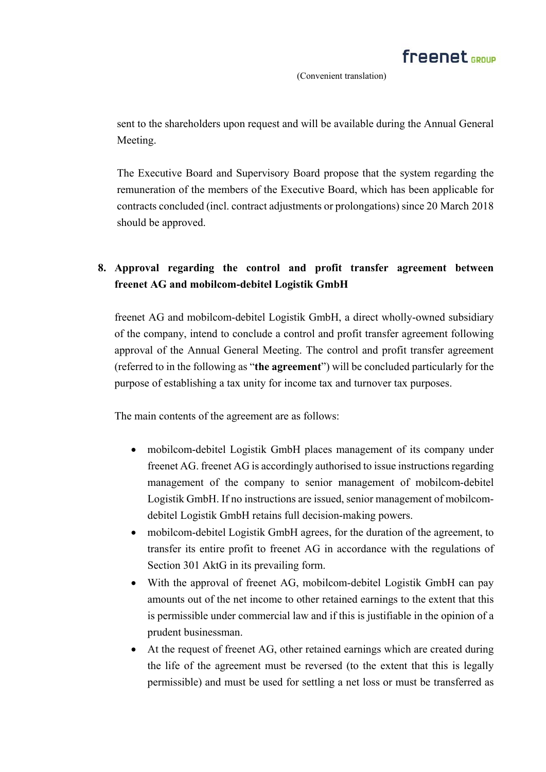sent to the shareholders upon request and will be available during the Annual General Meeting.

The Executive Board and Supervisory Board propose that the system regarding the remuneration of the members of the Executive Board, which has been applicable for contracts concluded (incl. contract adjustments or prolongations) since 20 March 2018 should be approved.

## 8. Approval regarding the control and profit transfer agreement between freenet AG and mobilcom-debitel Logistik GmbH

freenet AG and mobilcom-debitel Logistik GmbH, a direct wholly-owned subsidiary of the company, intend to conclude a control and profit transfer agreement following approval of the Annual General Meeting. The control and profit transfer agreement (referred to in the following as "**the agreement**") will be concluded particularly for the purpose of establishing a tax unity for income tax and turnover tax purposes.

The main contents of the agreement are as follows:

- mobilcom-debitel Logistik GmbH places management of its company under freenet AG. freenet AG is accordingly authorised to issue instructions regarding management of the company to senior management of mobilcom-debitel Logistik GmbH. If no instructions are issued, senior management of mobilcom-debitel Logistik GmbH retains full decision-making powers.
- mobilcom-debitel Logistik GmbH agrees, for the duration of the agreement, to transfer its entire profit to freenet AG in accordance with the regulations of Section 301 AktG in its prevailing form.
- With the approval of freenet AG, mobilcom-debitel Logistik GmbH can pay amounts out of the net income to other retained earnings to the extent that this is permissible under commercial law and if this is justifiable in the opinion of a prudent businessman.
- At the request of freenet AG, other retained earnings which are created during the life of the agreement must be reversed (to the extent that this is legally permissible) and must be used for settling a net loss or must be transferred as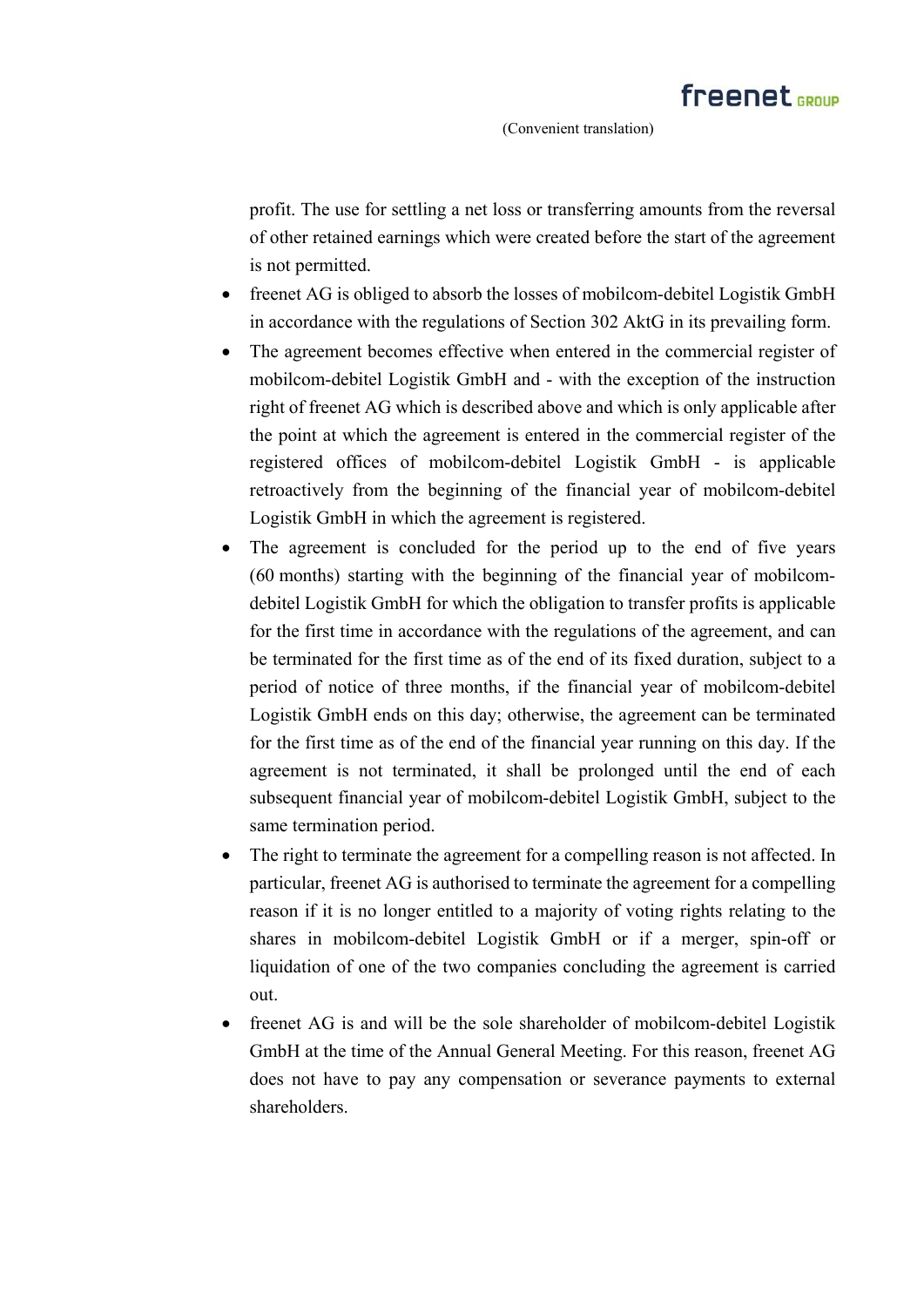profit. The use for settling a net loss or transferring amounts from the reversal of other retained earnings which were created before the start of the agreement is not permitted.

- freenet AG is obliged to absorb the losses of mobilcom-debitel Logistik GmbH in accordance with the regulations of Section 302 AktG in its prevailing form.
- The agreement becomes effective when entered in the commercial register of mobilcom-debitel Logistik GmbH and - with the exception of the instruction right of freenet AG which is described above and which is only applicable after the point at which the agreement is entered in the commercial register of the registered offices of mobilcom-debitel Logistik GmbH - is applicable retroactively from the beginning of the financial year of mobilcom-debitel Logistik GmbH in which the agreement is registered.
- The agreement is concluded for the period up to the end of five years (60 months) starting with the beginning of the financial year of mobilcom-debitel Logistik GmbH for which the obligation to transfer profits is applicable for the first time in accordance with the regulations of the agreement, and can be terminated for the first time as of the end of its fixed duration, subject to a period of notice of three months, if the financial year of mobilcom-debitel Logistik GmbH ends on this day; otherwise, the agreement can be terminated for the first time as of the end of the financial year running on this day. If the agreement is not terminated, it shall be prolonged until the end of each subsequent financial year of mobilcom-debitel Logistik GmbH, subject to the same termination period.
- The right to terminate the agreement for a compelling reason is not affected. In particular, freenet AG is authorised to terminate the agreement for a compelling reason if it is no longer entitled to a majority of voting rights relating to the shares in mobilcom-debitel Logistik GmbH or if a merger, spin-off or liquidation of one of the two companies concluding the agreement is carried out.
- freenet AG is and will be the sole shareholder of mobilcom-debitel Logistik GmbH at the time of the Annual General Meeting. For this reason, freenet AG does not have to pay any compensation or severance payments to external shareholders.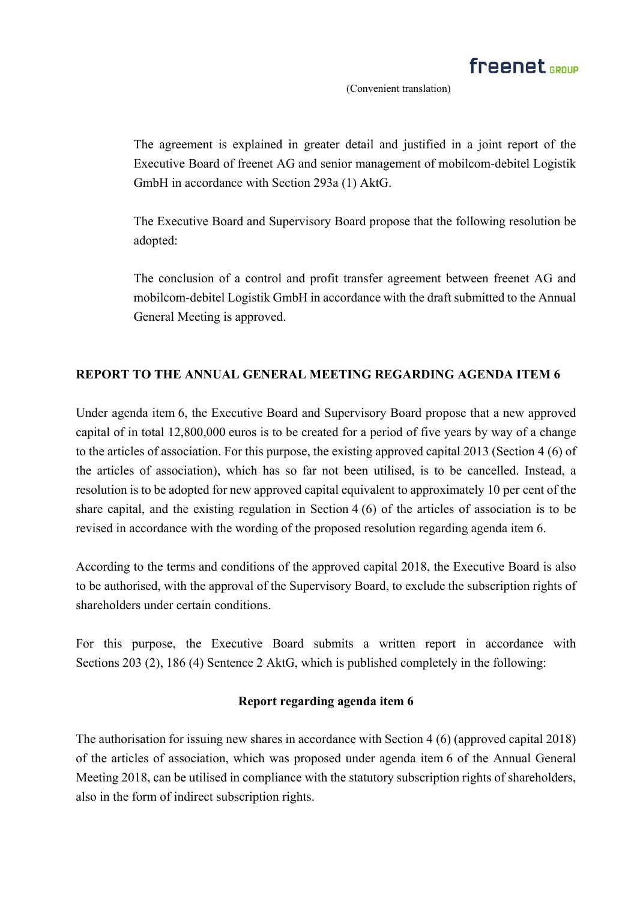The agreement is explained in greater detail and justified in a joint report of the Executive Board of freenet AG and senior management of mobilcom-debitel Logistik GmbH in accordance with Section 293a (1) AktG.

The Executive Board and Supervisory Board propose that the following resolution be adopted:

The conclusion of a control and profit transfer agreement between freenet AG and mobilcom-debitel Logistik GmbH in accordance with the draft submitted to the Annual General Meeting is approved.

## REPORT TO THE ANNUAL GENERAL MEETING REGARDING AGENDA ITEM 6

Under agenda item 6, the Executive Board and Supervisory Board propose that a new approved capital of in total 12,800,000 euros is to be created for a period of five years by way of a change to the articles of association. For this purpose, the existing approved capital 2013 (Section 4 (6) of the articles of association), which has so far not been utilised, is to be cancelled. Instead, a resolution is to be adopted for new approved capital equivalent to approximately 10 per cent of the share capital, and the existing regulation in Section 4 (6) of the articles of association is to be revised in accordance with the wording of the proposed resolution regarding agenda item 6.

According to the terms and conditions of the approved capital 2018, the Executive Board is also to be authorised, with the approval of the Supervisory Board, to exclude the subscription rights of shareholders under certain conditions.

For this purpose, the Executive Board submits a written report in accordance with Sections 203 (2), 186 (4) Sentence 2 AktG, which is published completely in the following:

### Report regarding agenda item 6

The authorisation for issuing new shares in accordance with Section 4 (6) (approved capital 2018) of the articles of association, which was proposed under agenda item 6 of the Annual General Meeting 2018, can be utilised in compliance with the statutory subscription rights of shareholders, also in the form of indirect subscription rights.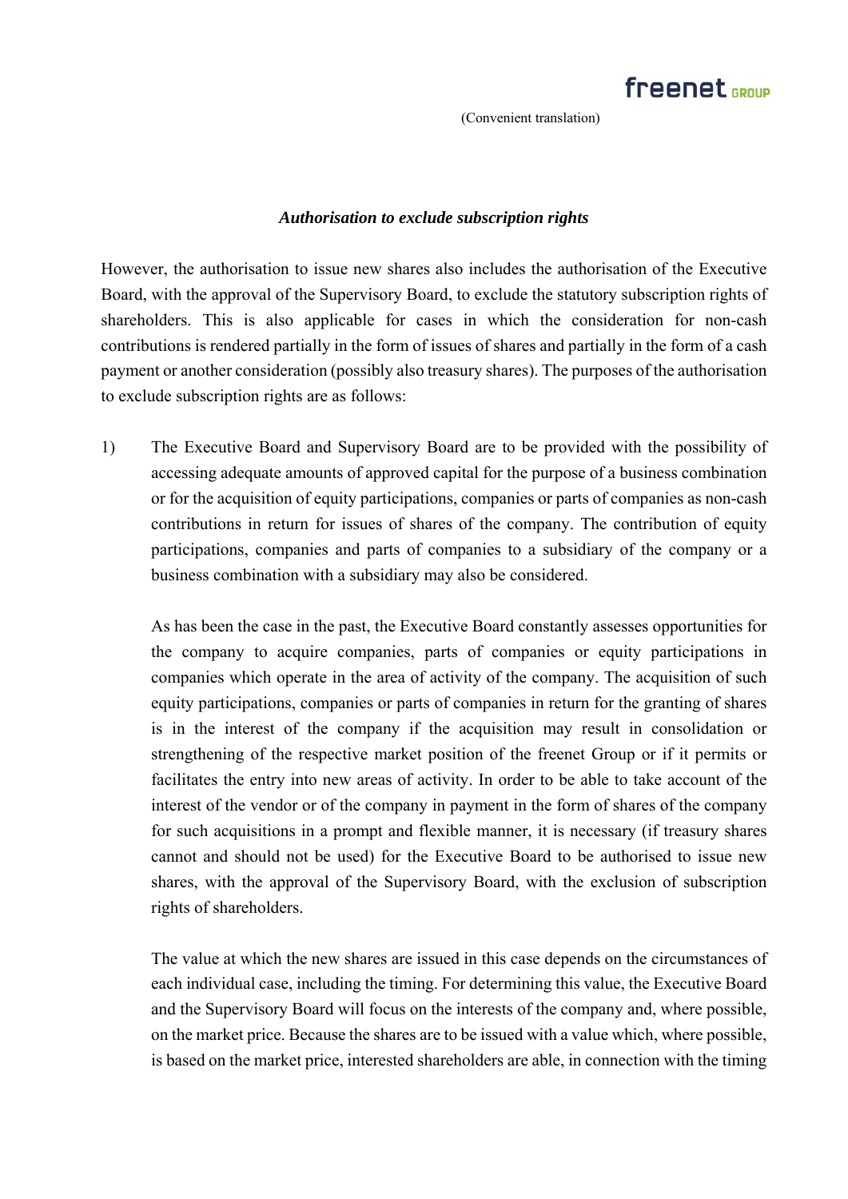(Convenient translation)

***Authorisation to exclude subscription rights***

However, the authorisation to issue new shares also includes the authorisation of the Executive Board, with the approval of the Supervisory Board, to exclude the statutory subscription rights of shareholders. This is also applicable for cases in which the consideration for non-cash contributions is rendered partially in the form of issues of shares and partially in the form of a cash payment or another consideration (possibly also treasury shares). The purposes of the authorisation to exclude subscription rights are as follows:

1) The Executive Board and Supervisory Board are to be provided with the possibility of accessing adequate amounts of approved capital for the purpose of a business combination or for the acquisition of equity participations, companies or parts of companies as non-cash contributions in return for issues of shares of the company. The contribution of equity participations, companies and parts of companies to a subsidiary of the company or a business combination with a subsidiary may also be considered.

   As has been the case in the past, the Executive Board constantly assesses opportunities for the company to acquire companies, parts of companies or equity participations in companies which operate in the area of activity of the company. The acquisition of such equity participations, companies or parts of companies in return for the granting of shares is in the interest of the company if the acquisition may result in consolidation or strengthening of the respective market position of the freenet Group or if it permits or facilitates the entry into new areas of activity. In order to be able to take account of the interest of the vendor or of the company in payment in the form of shares of the company for such acquisitions in a prompt and flexible manner, it is necessary (if treasury shares cannot and should not be used) for the Executive Board to be authorised to issue new shares, with the approval of the Supervisory Board, with the exclusion of subscription rights of shareholders.

   The value at which the new shares are issued in this case depends on the circumstances of each individual case, including the timing. For determining this value, the Executive Board and the Supervisory Board will focus on the interests of the company and, where possible, on the market price. Because the shares are to be issued with a value which, where possible, is based on the market price, interested shareholders are able, in connection with the timing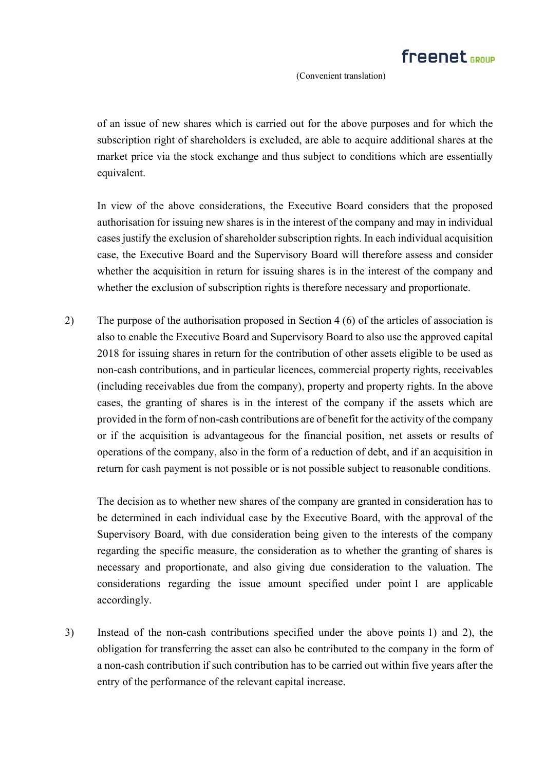of an issue of new shares which is carried out for the above purposes and for which the subscription right of shareholders is excluded, are able to acquire additional shares at the market price via the stock exchange and thus subject to conditions which are essentially equivalent.

In view of the above considerations, the Executive Board considers that the proposed authorisation for issuing new shares is in the interest of the company and may in individual cases justify the exclusion of shareholder subscription rights. In each individual acquisition case, the Executive Board and the Supervisory Board will therefore assess and consider whether the acquisition in return for issuing shares is in the interest of the company and whether the exclusion of subscription rights is therefore necessary and proportionate.

2) The purpose of the authorisation proposed in Section 4 (6) of the articles of association is also to enable the Executive Board and Supervisory Board to also use the approved capital 2018 for issuing shares in return for the contribution of other assets eligible to be used as non-cash contributions, and in particular licences, commercial property rights, receivables (including receivables due from the company), property and property rights. In the above cases, the granting of shares is in the interest of the company if the assets which are provided in the form of non-cash contributions are of benefit for the activity of the company or if the acquisition is advantageous for the financial position, net assets or results of operations of the company, also in the form of a reduction of debt, and if an acquisition in return for cash payment is not possible or is not possible subject to reasonable conditions.

   The decision as to whether new shares of the company are granted in consideration has to be determined in each individual case by the Executive Board, with the approval of the Supervisory Board, with due consideration being given to the interests of the company regarding the specific measure, the consideration as to whether the granting of shares is necessary and proportionate, and also giving due consideration to the valuation. The considerations regarding the issue amount specified under point 1 are applicable accordingly.

3) Instead of the non-cash contributions specified under the above points 1) and 2), the obligation for transferring the asset can also be contributed to the company in the form of a non-cash contribution if such contribution has to be carried out within five years after the entry of the performance of the relevant capital increase.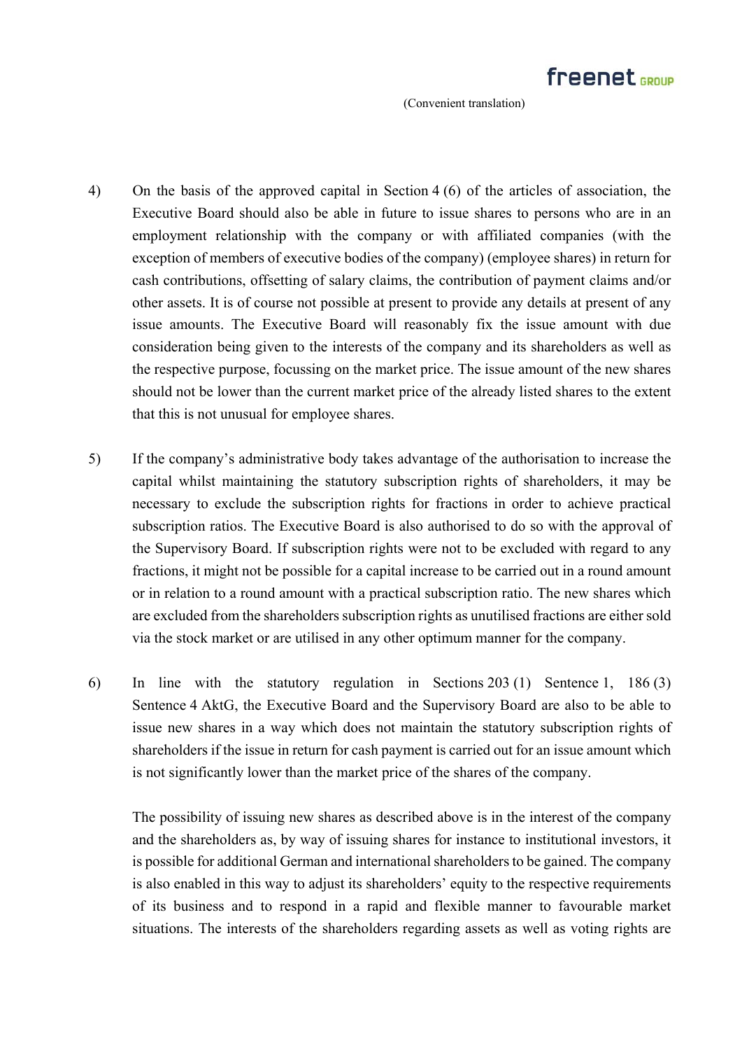4) On the basis of the approved capital in Section 4 (6) of the articles of association, the Executive Board should also be able in future to issue shares to persons who are in an employment relationship with the company or with affiliated companies (with the exception of members of executive bodies of the company) (employee shares) in return for cash contributions, offsetting of salary claims, the contribution of payment claims and/or other assets. It is of course not possible at present to provide any details at present of any issue amounts. The Executive Board will reasonably fix the issue amount with due consideration being given to the interests of the company and its shareholders as well as the respective purpose, focussing on the market price. The issue amount of the new shares should not be lower than the current market price of the already listed shares to the extent that this is not unusual for employee shares.

5) If the company's administrative body takes advantage of the authorisation to increase the capital whilst maintaining the statutory subscription rights of shareholders, it may be necessary to exclude the subscription rights for fractions in order to achieve practical subscription ratios. The Executive Board is also authorised to do so with the approval of the Supervisory Board. If subscription rights were not to be excluded with regard to any fractions, it might not be possible for a capital increase to be carried out in a round amount or in relation to a round amount with a practical subscription ratio. The new shares which are excluded from the shareholders subscription rights as unutilised fractions are either sold via the stock market or are utilised in any other optimum manner for the company.

6) In line with the statutory regulation in Sections 203 (1) Sentence 1, 186 (3) Sentence 4 AktG, the Executive Board and the Supervisory Board are also to be able to issue new shares in a way which does not maintain the statutory subscription rights of shareholders if the issue in return for cash payment is carried out for an issue amount which is not significantly lower than the market price of the shares of the company.

   The possibility of issuing new shares as described above is in the interest of the company and the shareholders as, by way of issuing shares for instance to institutional investors, it is possible for additional German and international shareholders to be gained. The company is also enabled in this way to adjust its shareholders' equity to the respective requirements of its business and to respond in a rapid and flexible manner to favourable market situations. The interests of the shareholders regarding assets as well as voting rights are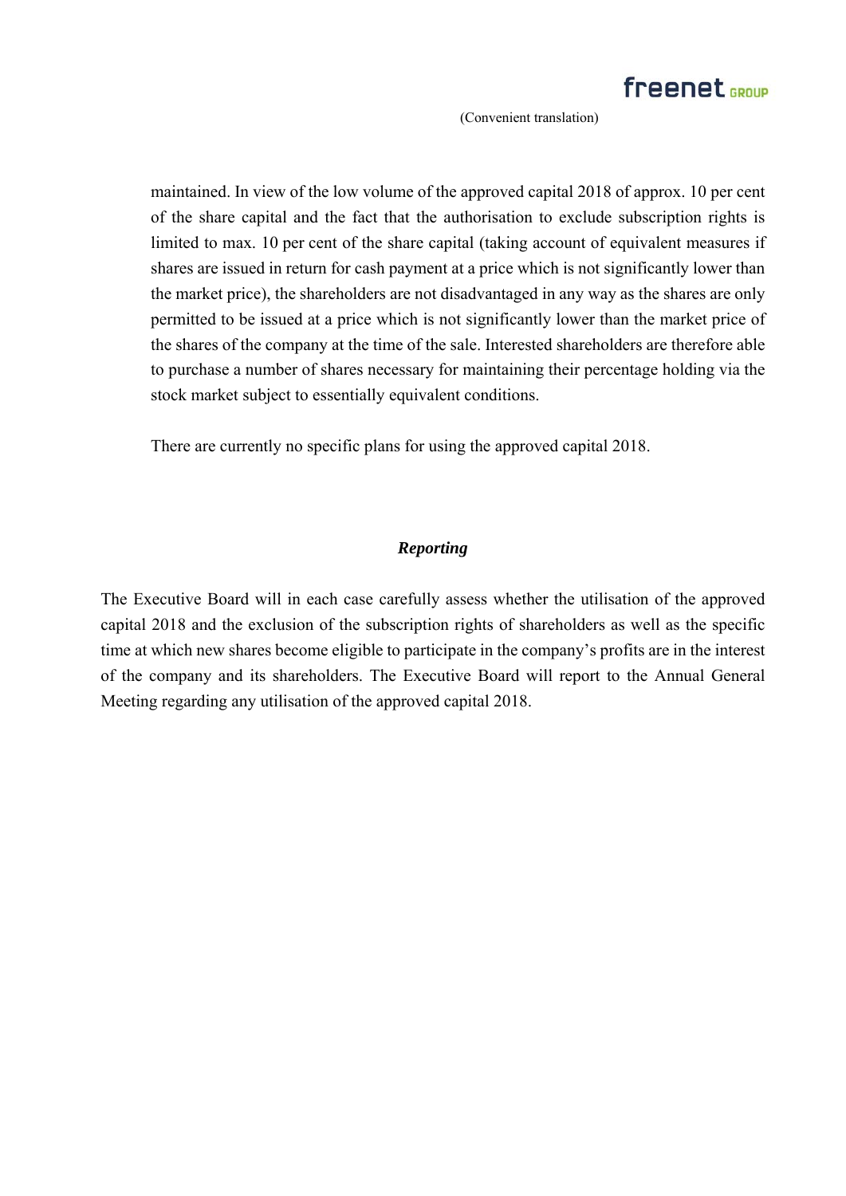maintained. In view of the low volume of the approved capital 2018 of approx. 10 per cent of the share capital and the fact that the authorisation to exclude subscription rights is limited to max. 10 per cent of the share capital (taking account of equivalent measures if shares are issued in return for cash payment at a price which is not significantly lower than the market price), the shareholders are not disadvantaged in any way as the shares are only permitted to be issued at a price which is not significantly lower than the market price of the shares of the company at the time of the sale. Interested shareholders are therefore able to purchase a number of shares necessary for maintaining their percentage holding via the stock market subject to essentially equivalent conditions.

There are currently no specific plans for using the approved capital 2018.

***Reporting***

The Executive Board will in each case carefully assess whether the utilisation of the approved capital 2018 and the exclusion of the subscription rights of shareholders as well as the specific time at which new shares become eligible to participate in the company's profits are in the interest of the company and its shareholders. The Executive Board will report to the Annual General Meeting regarding any utilisation of the approved capital 2018.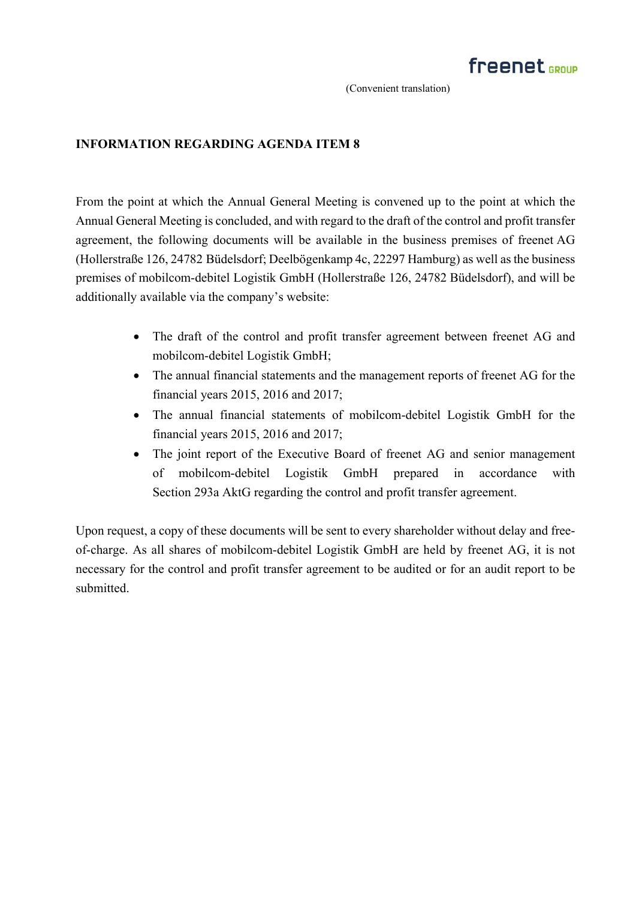(Convenient translation)

**INFORMATION REGARDING AGENDA ITEM 8**

From the point at which the Annual General Meeting is convened up to the point at which the Annual General Meeting is concluded, and with regard to the draft of the control and profit transfer agreement, the following documents will be available in the business premises of freenet AG (Hollerstraße 126, 24782 Büdelsdorf; Deelbögenkamp 4c, 22297 Hamburg) as well as the business premises of mobilcom-debitel Logistik GmbH (Hollerstraße 126, 24782 Büdelsdorf), and will be additionally available via the company's website:

- The draft of the control and profit transfer agreement between freenet AG and mobilcom-debitel Logistik GmbH;
- The annual financial statements and the management reports of freenet AG for the financial years 2015, 2016 and 2017;
- The annual financial statements of mobilcom-debitel Logistik GmbH for the financial years 2015, 2016 and 2017;
- The joint report of the Executive Board of freenet AG and senior management of mobilcom-debitel Logistik GmbH prepared in accordance with Section 293a AktG regarding the control and profit transfer agreement.

Upon request, a copy of these documents will be sent to every shareholder without delay and free-of-charge. As all shares of mobilcom-debitel Logistik GmbH are held by freenet AG, it is not necessary for the control and profit transfer agreement to be audited or for an audit report to be submitted.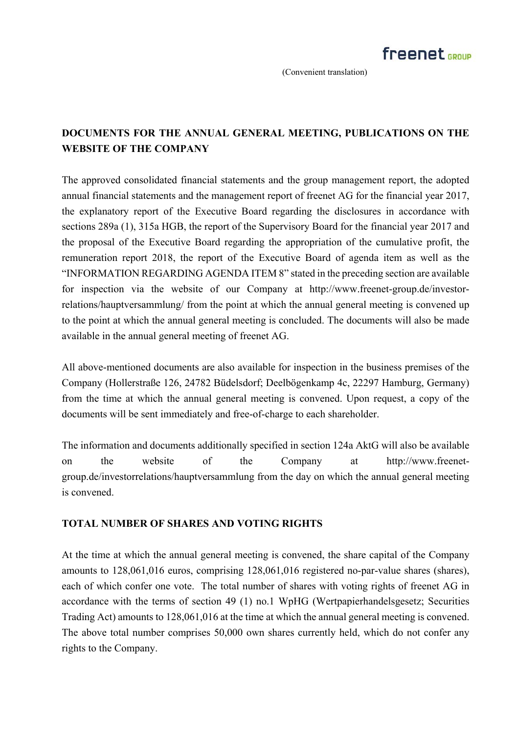(Convenient translation)

**DOCUMENTS FOR THE ANNUAL GENERAL MEETING, PUBLICATIONS ON THE WEBSITE OF THE COMPANY**

The approved consolidated financial statements and the group management report, the adopted annual financial statements and the management report of freenet AG for the financial year 2017, the explanatory report of the Executive Board regarding the disclosures in accordance with sections 289a (1), 315a HGB, the report of the Supervisory Board for the financial year 2017 and the proposal of the Executive Board regarding the appropriation of the cumulative profit, the remuneration report 2018, the report of the Executive Board of agenda item as well as the "INFORMATION REGARDING AGENDA ITEM 8" stated in the preceding section are available for inspection via the website of our Company at http://www.freenet-group.de/investor-relations/hauptversammlung/ from the point at which the annual general meeting is convened up to the point at which the annual general meeting is concluded. The documents will also be made available in the annual general meeting of freenet AG.

All above-mentioned documents are also available for inspection in the business premises of the Company (Hollerstraße 126, 24782 Büdelsdorf; Deelbögenkamp 4c, 22297 Hamburg, Germany) from the time at which the annual general meeting is convened. Upon request, a copy of the documents will be sent immediately and free-of-charge to each shareholder.

The information and documents additionally specified in section 124a AktG will also be available on the website of the Company at http://www.freenet-group.de/investorrelations/hauptversammlung from the day on which the annual general meeting is convened.

**TOTAL NUMBER OF SHARES AND VOTING RIGHTS**

At the time at which the annual general meeting is convened, the share capital of the Company amounts to 128,061,016 euros, comprising 128,061,016 registered no-par-value shares (shares), each of which confer one vote. The total number of shares with voting rights of freenet AG in accordance with the terms of section 49 (1) no.1 WpHG (Wertpapierhandelsgesetz; Securities Trading Act) amounts to 128,061,016 at the time at which the annual general meeting is convened. The above total number comprises 50,000 own shares currently held, which do not confer any rights to the Company.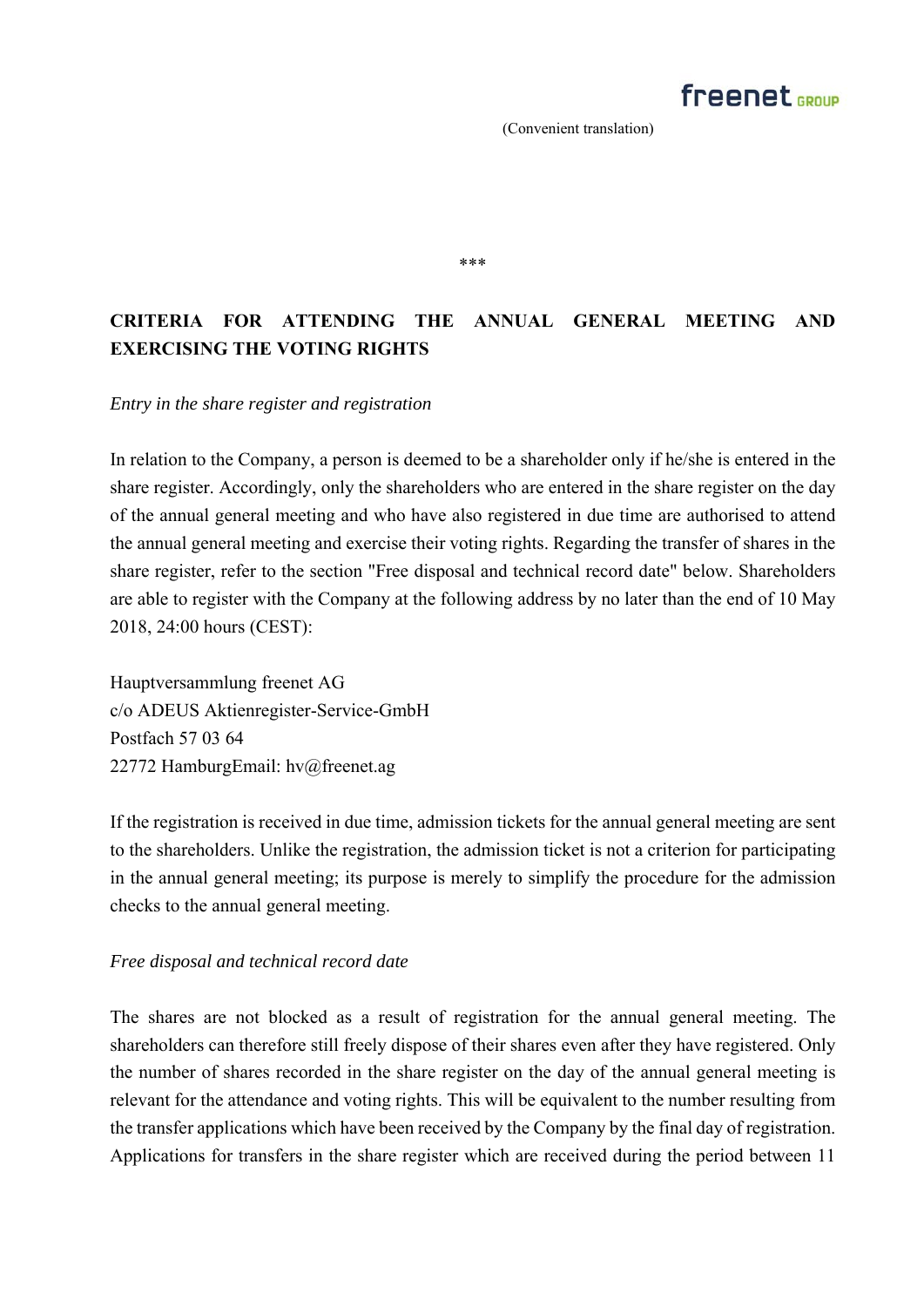(Convenient translation)

***

## CRITERIA FOR ATTENDING THE ANNUAL GENERAL MEETING AND EXERCISING THE VOTING RIGHTS

*Entry in the share register and registration*

In relation to the Company, a person is deemed to be a shareholder only if he/she is entered in the share register. Accordingly, only the shareholders who are entered in the share register on the day of the annual general meeting and who have also registered in due time are authorised to attend the annual general meeting and exercise their voting rights. Regarding the transfer of shares in the share register, refer to the section "Free disposal and technical record date" below. Shareholders are able to register with the Company at the following address by no later than the end of 10 May 2018, 24:00 hours (CEST):

Hauptversammlung freenet AG
c/o ADEUS Aktienregister-Service-GmbH
Postfach 57 03 64
22772 HamburgEmail: hv@freenet.ag

If the registration is received in due time, admission tickets for the annual general meeting are sent to the shareholders. Unlike the registration, the admission ticket is not a criterion for participating in the annual general meeting; its purpose is merely to simplify the procedure for the admission checks to the annual general meeting.

*Free disposal and technical record date*

The shares are not blocked as a result of registration for the annual general meeting. The shareholders can therefore still freely dispose of their shares even after they have registered. Only the number of shares recorded in the share register on the day of the annual general meeting is relevant for the attendance and voting rights. This will be equivalent to the number resulting from the transfer applications which have been received by the Company by the final day of registration. Applications for transfers in the share register which are received during the period between 11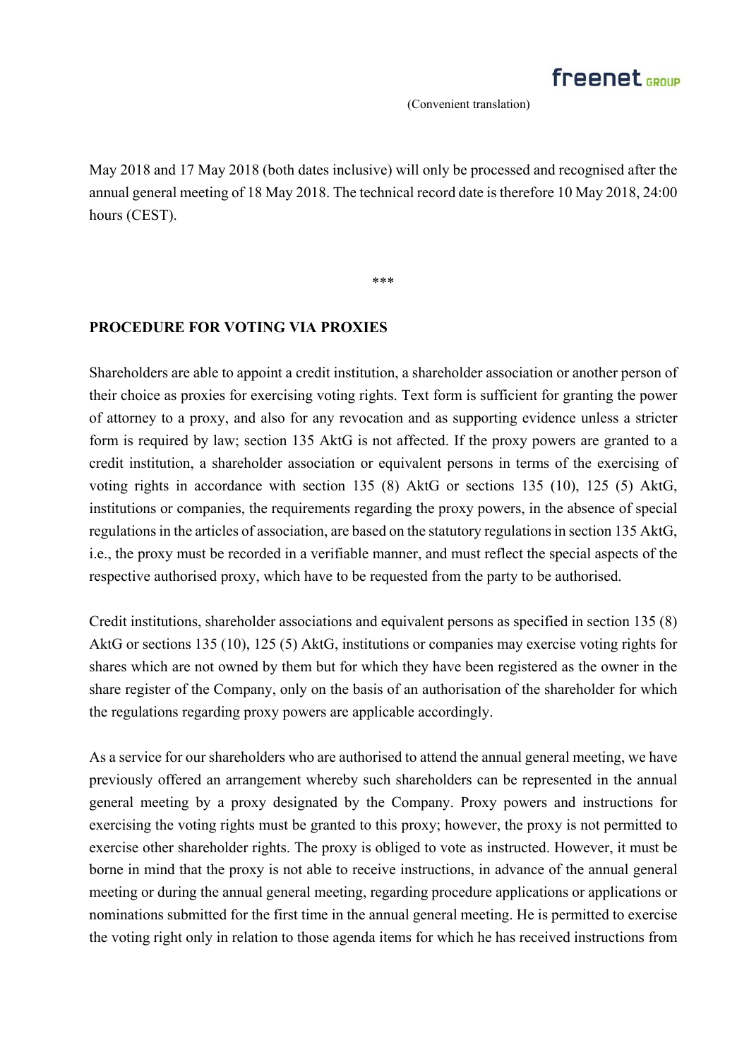May 2018 and 17 May 2018 (both dates inclusive) will only be processed and recognised after the annual general meeting of 18 May 2018. The technical record date is therefore 10 May 2018, 24:00 hours (CEST).

***

**PROCEDURE FOR VOTING VIA PROXIES**

Shareholders are able to appoint a credit institution, a shareholder association or another person of their choice as proxies for exercising voting rights. Text form is sufficient for granting the power of attorney to a proxy, and also for any revocation and as supporting evidence unless a stricter form is required by law; section 135 AktG is not affected. If the proxy powers are granted to a credit institution, a shareholder association or equivalent persons in terms of the exercising of voting rights in accordance with section 135 (8) AktG or sections 135 (10), 125 (5) AktG, institutions or companies, the requirements regarding the proxy powers, in the absence of special regulations in the articles of association, are based on the statutory regulations in section 135 AktG, i.e., the proxy must be recorded in a verifiable manner, and must reflect the special aspects of the respective authorised proxy, which have to be requested from the party to be authorised.

Credit institutions, shareholder associations and equivalent persons as specified in section 135 (8) AktG or sections 135 (10), 125 (5) AktG, institutions or companies may exercise voting rights for shares which are not owned by them but for which they have been registered as the owner in the share register of the Company, only on the basis of an authorisation of the shareholder for which the regulations regarding proxy powers are applicable accordingly.

As a service for our shareholders who are authorised to attend the annual general meeting, we have previously offered an arrangement whereby such shareholders can be represented in the annual general meeting by a proxy designated by the Company. Proxy powers and instructions for exercising the voting rights must be granted to this proxy; however, the proxy is not permitted to exercise other shareholder rights. The proxy is obliged to vote as instructed. However, it must be borne in mind that the proxy is not able to receive instructions, in advance of the annual general meeting or during the annual general meeting, regarding procedure applications or applications or nominations submitted for the first time in the annual general meeting. He is permitted to exercise the voting right only in relation to those agenda items for which he has received instructions from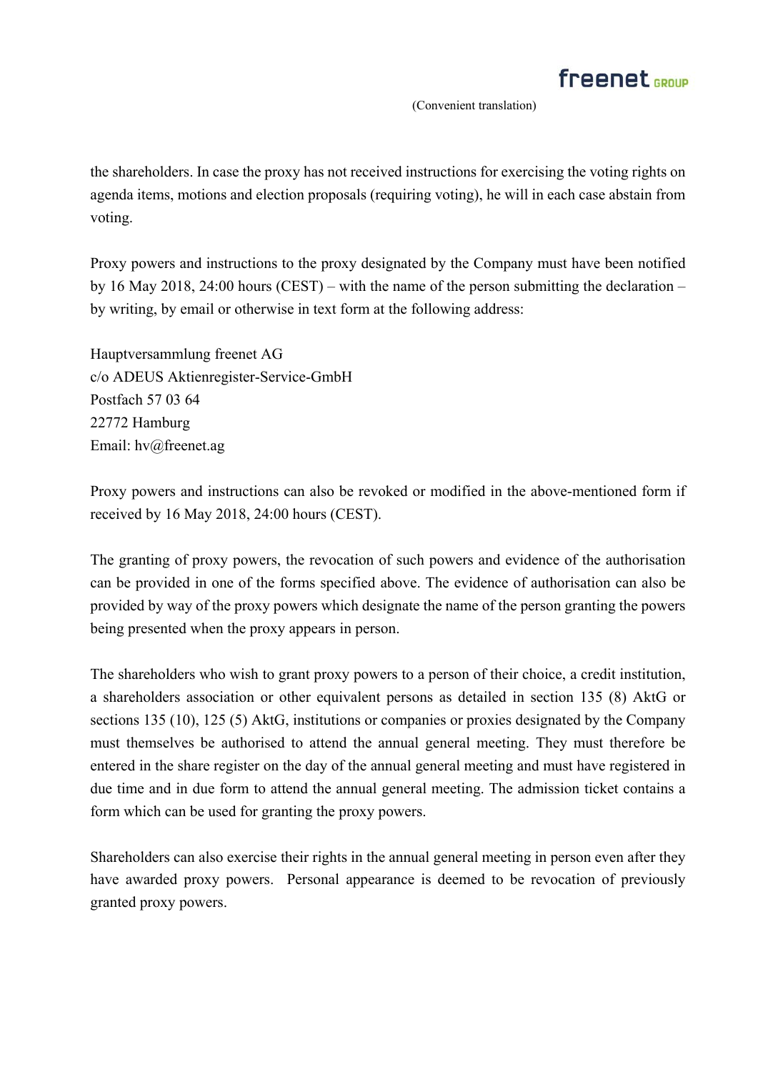the shareholders. In case the proxy has not received instructions for exercising the voting rights on agenda items, motions and election proposals (requiring voting), he will in each case abstain from voting.

Proxy powers and instructions to the proxy designated by the Company must have been notified by 16 May 2018, 24:00 hours (CEST) – with the name of the person submitting the declaration – by writing, by email or otherwise in text form at the following address:

Hauptversammlung freenet AG  
c/o ADEUS Aktienregister-Service-GmbH  
Postfach 57 03 64  
22772 Hamburg  
Email: hv@freenet.ag

Proxy powers and instructions can also be revoked or modified in the above-mentioned form if received by 16 May 2018, 24:00 hours (CEST).

The granting of proxy powers, the revocation of such powers and evidence of the authorisation can be provided in one of the forms specified above. The evidence of authorisation can also be provided by way of the proxy powers which designate the name of the person granting the powers being presented when the proxy appears in person.

The shareholders who wish to grant proxy powers to a person of their choice, a credit institution, a shareholders association or other equivalent persons as detailed in section 135 (8) AktG or sections 135 (10), 125 (5) AktG, institutions or companies or proxies designated by the Company must themselves be authorised to attend the annual general meeting. They must therefore be entered in the share register on the day of the annual general meeting and must have registered in due time and in due form to attend the annual general meeting. The admission ticket contains a form which can be used for granting the proxy powers.

Shareholders can also exercise their rights in the annual general meeting in person even after they have awarded proxy powers. Personal appearance is deemed to be revocation of previously granted proxy powers.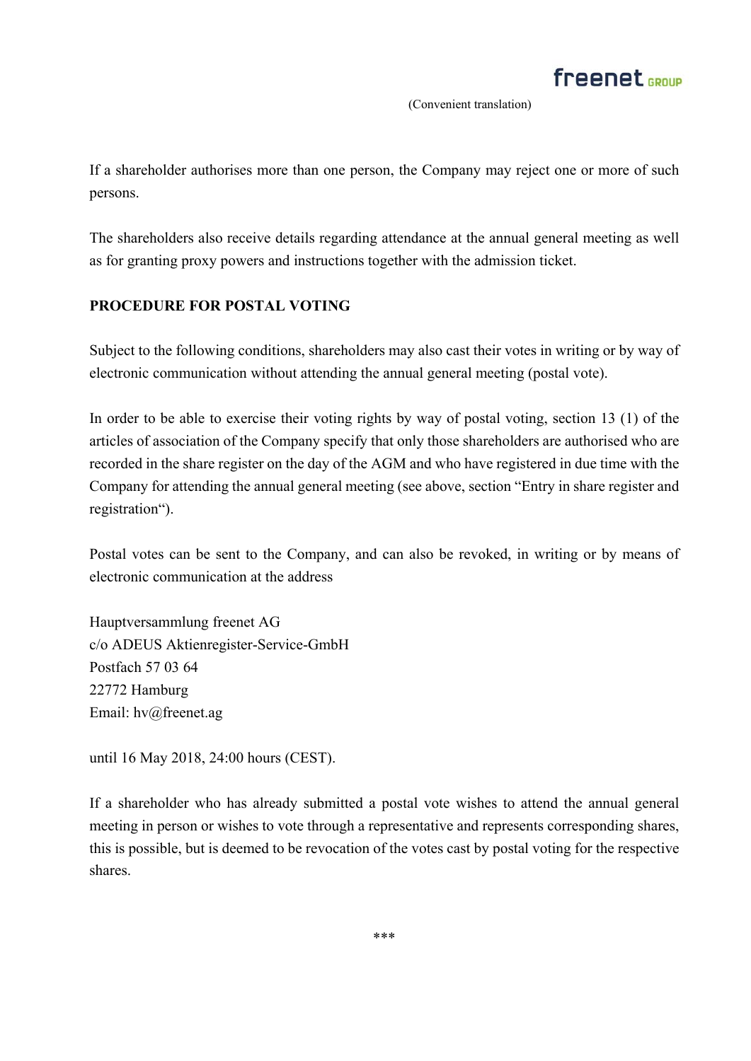If a shareholder authorises more than one person, the Company may reject one or more of such persons.

The shareholders also receive details regarding attendance at the annual general meeting as well as for granting proxy powers and instructions together with the admission ticket.

**PROCEDURE FOR POSTAL VOTING**

Subject to the following conditions, shareholders may also cast their votes in writing or by way of electronic communication without attending the annual general meeting (postal vote).

In order to be able to exercise their voting rights by way of postal voting, section 13 (1) of the articles of association of the Company specify that only those shareholders are authorised who are recorded in the share register on the day of the AGM and who have registered in due time with the Company for attending the annual general meeting (see above, section "Entry in share register and registration").

Postal votes can be sent to the Company, and can also be revoked, in writing or by means of electronic communication at the address

Hauptversammlung freenet AG
c/o ADEUS Aktienregister-Service-GmbH
Postfach 57 03 64
22772 Hamburg
Email: hv@freenet.ag

until 16 May 2018, 24:00 hours (CEST).

If a shareholder who has already submitted a postal vote wishes to attend the annual general meeting in person or wishes to vote through a representative and represents corresponding shares, this is possible, but is deemed to be revocation of the votes cast by postal voting for the respective shares.

***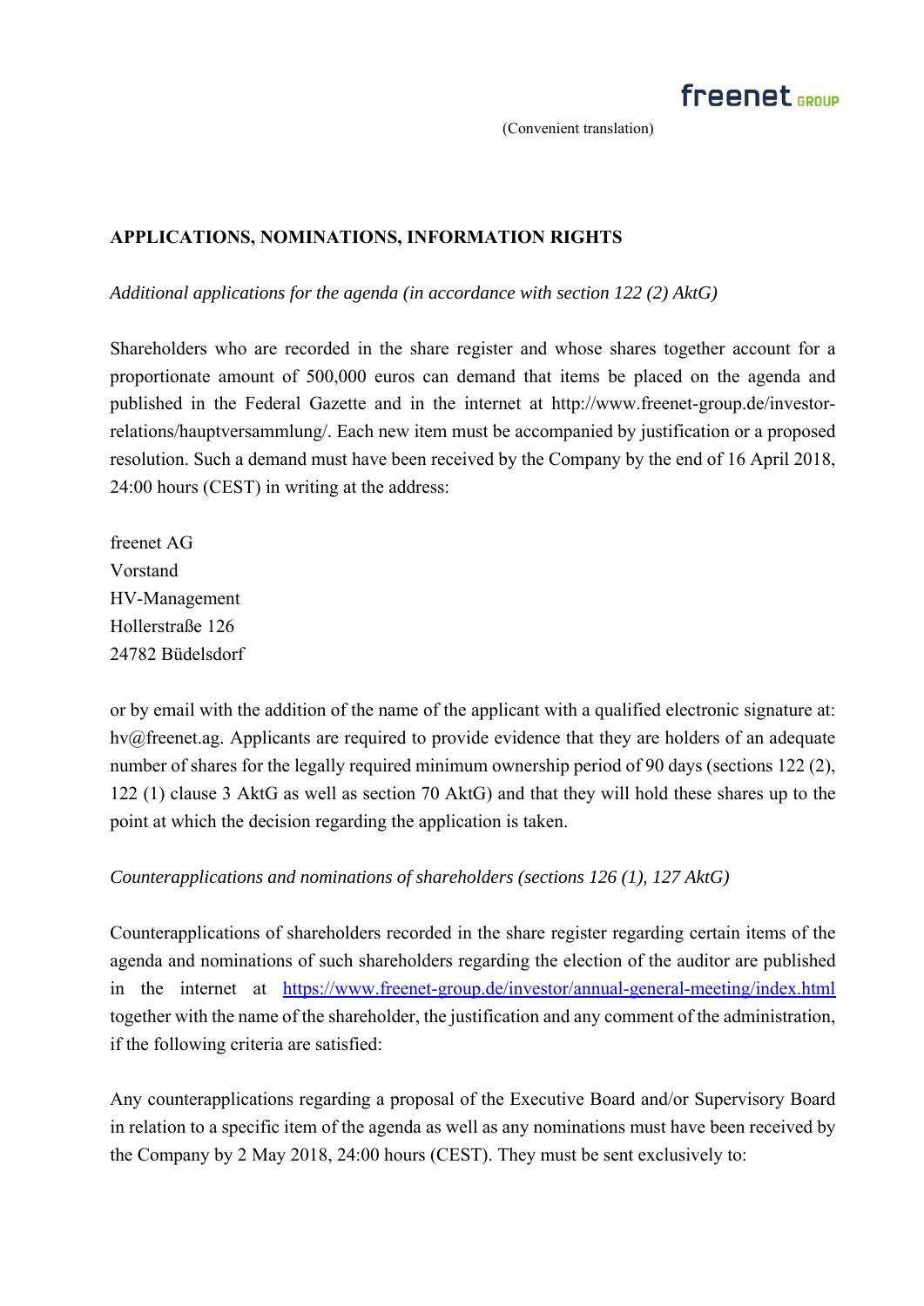(Convenient translation)

## APPLICATIONS, NOMINATIONS, INFORMATION RIGHTS

*Additional applications for the agenda (in accordance with section 122 (2) AktG)*

Shareholders who are recorded in the share register and whose shares together account for a proportionate amount of 500,000 euros can demand that items be placed on the agenda and published in the Federal Gazette and in the internet at http://www.freenet-group.de/investor-relations/hauptversammlung/. Each new item must be accompanied by justification or a proposed resolution. Such a demand must have been received by the Company by the end of 16 April 2018, 24:00 hours (CEST) in writing at the address:

freenet AG
Vorstand
HV-Management
Hollerstraße 126
24782 Büdelsdorf

or by email with the addition of the name of the applicant with a qualified electronic signature at: hv@freenet.ag. Applicants are required to provide evidence that they are holders of an adequate number of shares for the legally required minimum ownership period of 90 days (sections 122 (2), 122 (1) clause 3 AktG as well as section 70 AktG) and that they will hold these shares up to the point at which the decision regarding the application is taken.

*Counterapplications and nominations of shareholders (sections 126 (1), 127 AktG)*

Counterapplications of shareholders recorded in the share register regarding certain items of the agenda and nominations of such shareholders regarding the election of the auditor are published in the internet at https://www.freenet-group.de/investor/annual-general-meeting/index.html together with the name of the shareholder, the justification and any comment of the administration, if the following criteria are satisfied:

Any counterapplications regarding a proposal of the Executive Board and/or Supervisory Board in relation to a specific item of the agenda as well as any nominations must have been received by the Company by 2 May 2018, 24:00 hours (CEST). They must be sent exclusively to: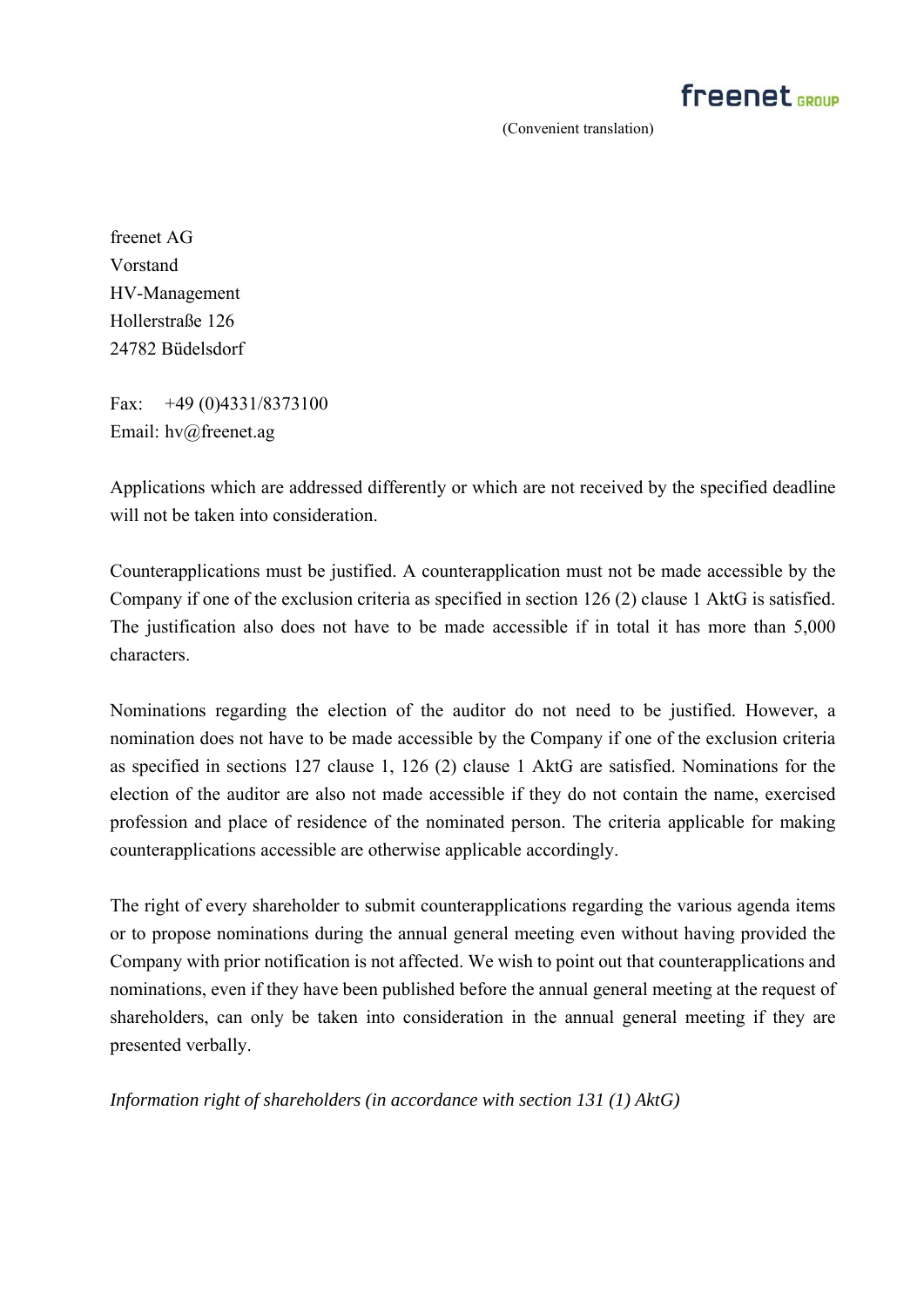(Convenient translation)

freenet AG  
Vorstand  
HV-Management  
Hollerstraße 126  
24782 Büdelsdorf

Fax: +49 (0)4331/8373100  
Email: hv@freenet.ag

Applications which are addressed differently or which are not received by the specified deadline will not be taken into consideration.

Counterapplications must be justified. A counterapplication must not be made accessible by the Company if one of the exclusion criteria as specified in section 126 (2) clause 1 AktG is satisfied. The justification also does not have to be made accessible if in total it has more than 5,000 characters.

Nominations regarding the election of the auditor do not need to be justified. However, a nomination does not have to be made accessible by the Company if one of the exclusion criteria as specified in sections 127 clause 1, 126 (2) clause 1 AktG are satisfied. Nominations for the election of the auditor are also not made accessible if they do not contain the name, exercised profession and place of residence of the nominated person. The criteria applicable for making counterapplications accessible are otherwise applicable accordingly.

The right of every shareholder to submit counterapplications regarding the various agenda items or to propose nominations during the annual general meeting even without having provided the Company with prior notification is not affected. We wish to point out that counterapplications and nominations, even if they have been published before the annual general meeting at the request of shareholders, can only be taken into consideration in the annual general meeting if they are presented verbally.

*Information right of shareholders (in accordance with section 131 (1) AktG)*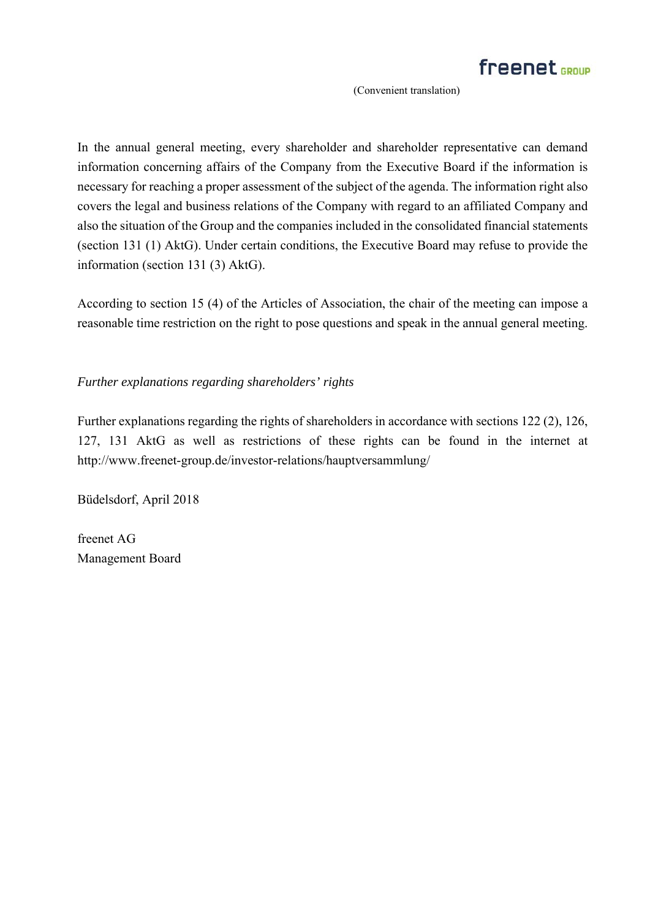(Convenient translation)

In the annual general meeting, every shareholder and shareholder representative can demand information concerning affairs of the Company from the Executive Board if the information is necessary for reaching a proper assessment of the subject of the agenda. The information right also covers the legal and business relations of the Company with regard to an affiliated Company and also the situation of the Group and the companies included in the consolidated financial statements (section 131 (1) AktG). Under certain conditions, the Executive Board may refuse to provide the information (section 131 (3) AktG).

According to section 15 (4) of the Articles of Association, the chair of the meeting can impose a reasonable time restriction on the right to pose questions and speak in the annual general meeting.

*Further explanations regarding shareholders' rights*

Further explanations regarding the rights of shareholders in accordance with sections 122 (2), 126, 127, 131 AktG as well as restrictions of these rights can be found in the internet at http://www.freenet-group.de/investor-relations/hauptversammlung/

Büdelsdorf, April 2018

freenet AG
Management Board